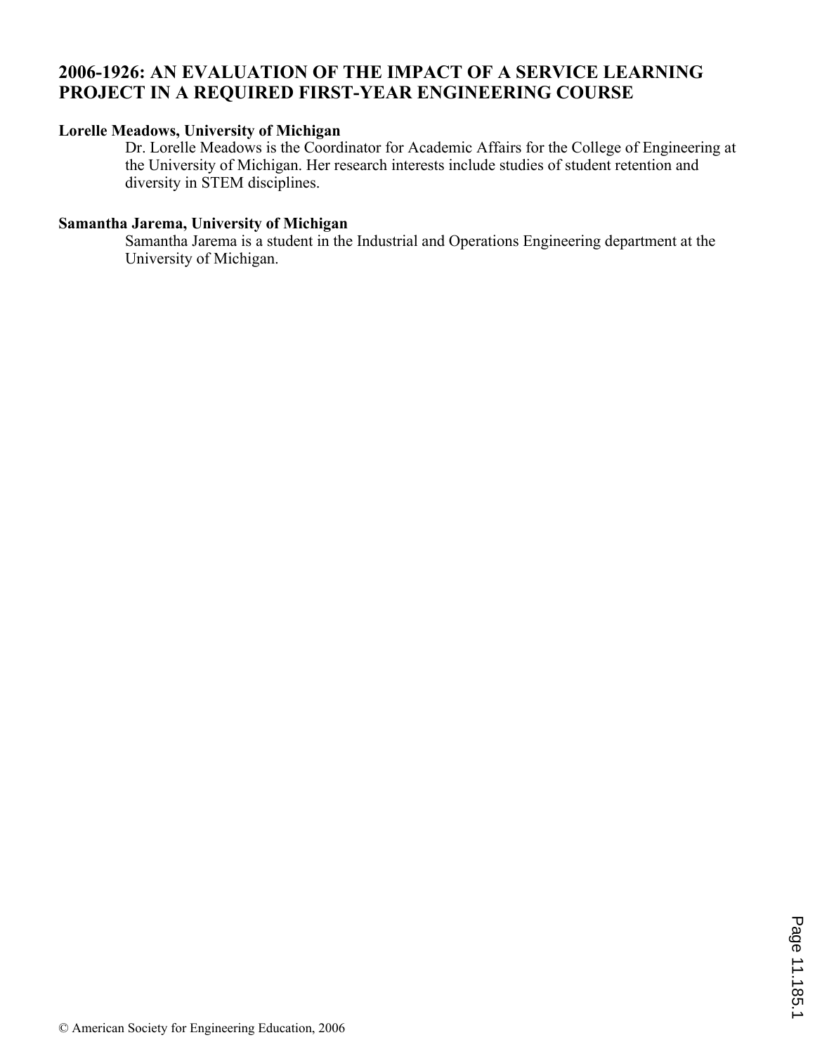# 2006-1926: AN EVALUATION OF THE IMPACT OF A SERVICE LEARNING PROJECT IN A REQUIRED FIRST-YEAR ENGINEERING COURSE

**Lorelle Meadows, University of Michigan**

Dr. Lorelle Meadows is the Coordinator for Academic Affairs for the College of Engineering at the University of Michigan. Her research interests include studies of student retention and diversity in STEM disciplines.

**Samantha Jarema, University of Michigan**

Samantha Jarema is a student in the Industrial and Operations Engineering department at the University of Michigan.

© American Society for Engineering Education, 2006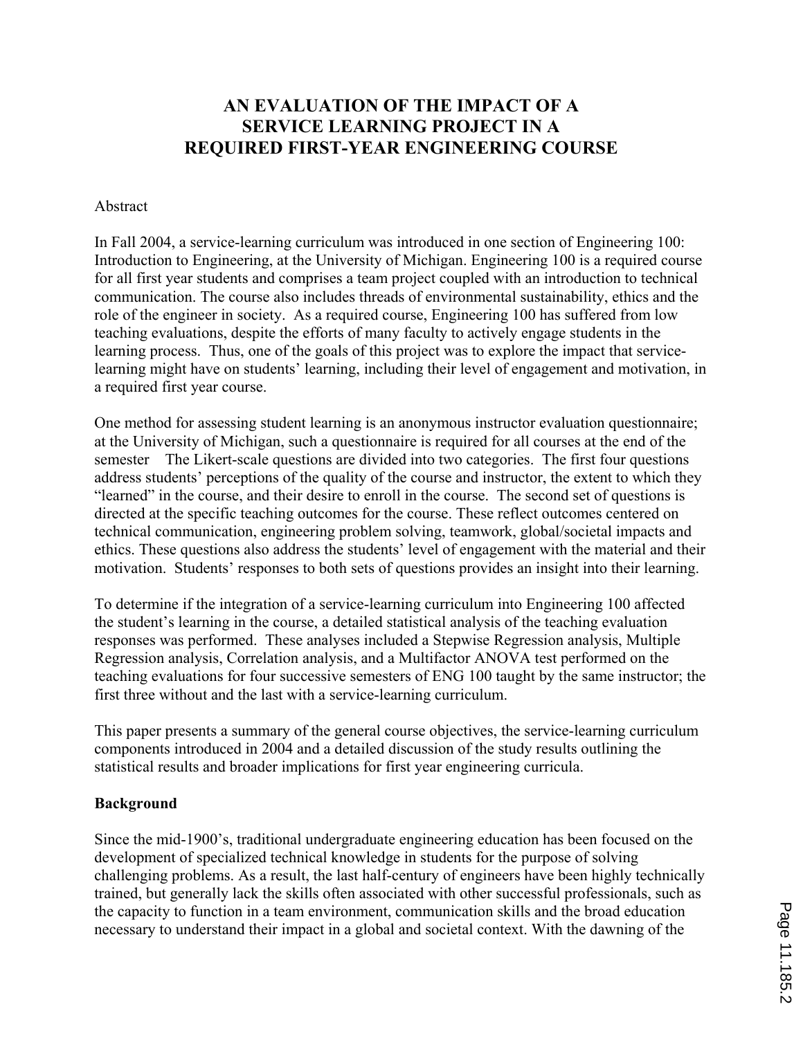# AN EVALUATION OF THE IMPACT OF A SERVICE LEARNING PROJECT IN A REQUIRED FIRST-YEAR ENGINEERING COURSE

Abstract

In Fall 2004, a service-learning curriculum was introduced in one section of Engineering 100: Introduction to Engineering, at the University of Michigan. Engineering 100 is a required course for all first year students and comprises a team project coupled with an introduction to technical communication. The course also includes threads of environmental sustainability, ethics and the role of the engineer in society. As a required course, Engineering 100 has suffered from low teaching evaluations, despite the efforts of many faculty to actively engage students in the learning process. Thus, one of the goals of this project was to explore the impact that service-learning might have on students' learning, including their level of engagement and motivation, in a required first year course.

One method for assessing student learning is an anonymous instructor evaluation questionnaire; at the University of Michigan, such a questionnaire is required for all courses at the end of the semester The Likert-scale questions are divided into two categories. The first four questions address students' perceptions of the quality of the course and instructor, the extent to which they "learned" in the course, and their desire to enroll in the course. The second set of questions is directed at the specific teaching outcomes for the course. These reflect outcomes centered on technical communication, engineering problem solving, teamwork, global/societal impacts and ethics. These questions also address the students' level of engagement with the material and their motivation. Students' responses to both sets of questions provides an insight into their learning.

To determine if the integration of a service-learning curriculum into Engineering 100 affected the student's learning in the course, a detailed statistical analysis of the teaching evaluation responses was performed. These analyses included a Stepwise Regression analysis, Multiple Regression analysis, Correlation analysis, and a Multifactor ANOVA test performed on the teaching evaluations for four successive semesters of ENG 100 taught by the same instructor; the first three without and the last with a service-learning curriculum.

This paper presents a summary of the general course objectives, the service-learning curriculum components introduced in 2004 and a detailed discussion of the study results outlining the statistical results and broader implications for first year engineering curricula.

**Background**

Since the mid-1900's, traditional undergraduate engineering education has been focused on the development of specialized technical knowledge in students for the purpose of solving challenging problems. As a result, the last half-century of engineers have been highly technically trained, but generally lack the skills often associated with other successful professionals, such as the capacity to function in a team environment, communication skills and the broad education necessary to understand their impact in a global and societal context. With the dawning of the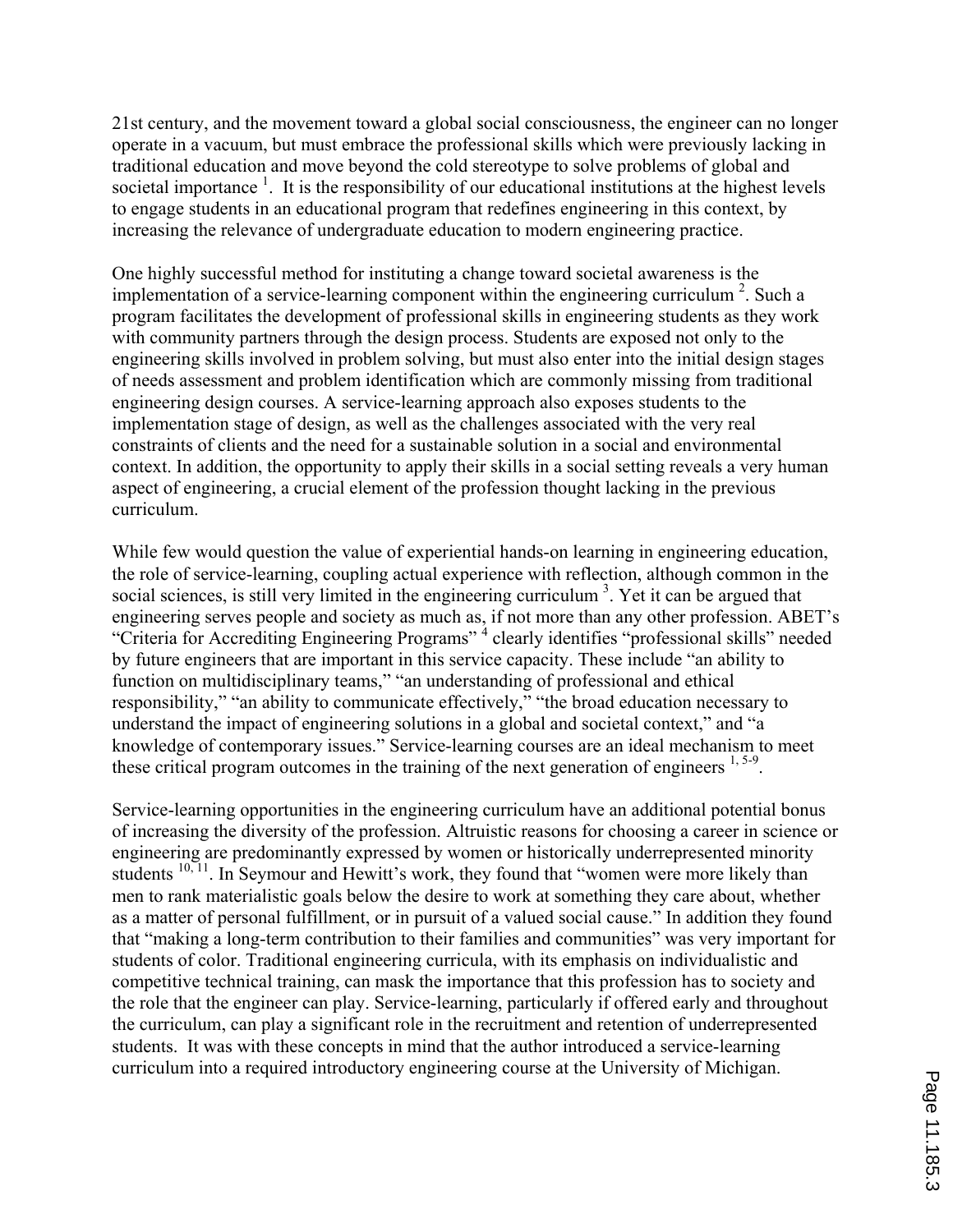21st century, and the movement toward a global social consciousness, the engineer can no longer operate in a vacuum, but must embrace the professional skills which were previously lacking in traditional education and move beyond the cold stereotype to solve problems of global and societal importance [1]. It is the responsibility of our educational institutions at the highest levels to engage students in an educational program that redefines engineering in this context, by increasing the relevance of undergraduate education to modern engineering practice.

One highly successful method for instituting a change toward societal awareness is the implementation of a service-learning component within the engineering curriculum [2]. Such a program facilitates the development of professional skills in engineering students as they work with community partners through the design process. Students are exposed not only to the engineering skills involved in problem solving, but must also enter into the initial design stages of needs assessment and problem identification which are commonly missing from traditional engineering design courses. A service-learning approach also exposes students to the implementation stage of design, as well as the challenges associated with the very real constraints of clients and the need for a sustainable solution in a social and environmental context. In addition, the opportunity to apply their skills in a social setting reveals a very human aspect of engineering, a crucial element of the profession thought lacking in the previous curriculum.

While few would question the value of experiential hands-on learning in engineering education, the role of service-learning, coupling actual experience with reflection, although common in the social sciences, is still very limited in the engineering curriculum [3]. Yet it can be argued that engineering serves people and society as much as, if not more than any other profession. ABET's "Criteria for Accrediting Engineering Programs" [4] clearly identifies "professional skills" needed by future engineers that are important in this service capacity. These include "an ability to function on multidisciplinary teams," "an understanding of professional and ethical responsibility," "an ability to communicate effectively," "the broad education necessary to understand the impact of engineering solutions in a global and societal context," and "a knowledge of contemporary issues." Service-learning courses are an ideal mechanism to meet these critical program outcomes in the training of the next generation of engineers [1, 5-9].

Service-learning opportunities in the engineering curriculum have an additional potential bonus of increasing the diversity of the profession. Altruistic reasons for choosing a career in science or engineering are predominantly expressed by women or historically underrepresented minority students [10, 11]. In Seymour and Hewitt's work, they found that "women were more likely than men to rank materialistic goals below the desire to work at something they care about, whether as a matter of personal fulfillment, or in pursuit of a valued social cause." In addition they found that "making a long-term contribution to their families and communities" was very important for students of color. Traditional engineering curricula, with its emphasis on individualistic and competitive technical training, can mask the importance that this profession has to society and the role that the engineer can play. Service-learning, particularly if offered early and throughout the curriculum, can play a significant role in the recruitment and retention of underrepresented students. It was with these concepts in mind that the author introduced a service-learning curriculum into a required introductory engineering course at the University of Michigan.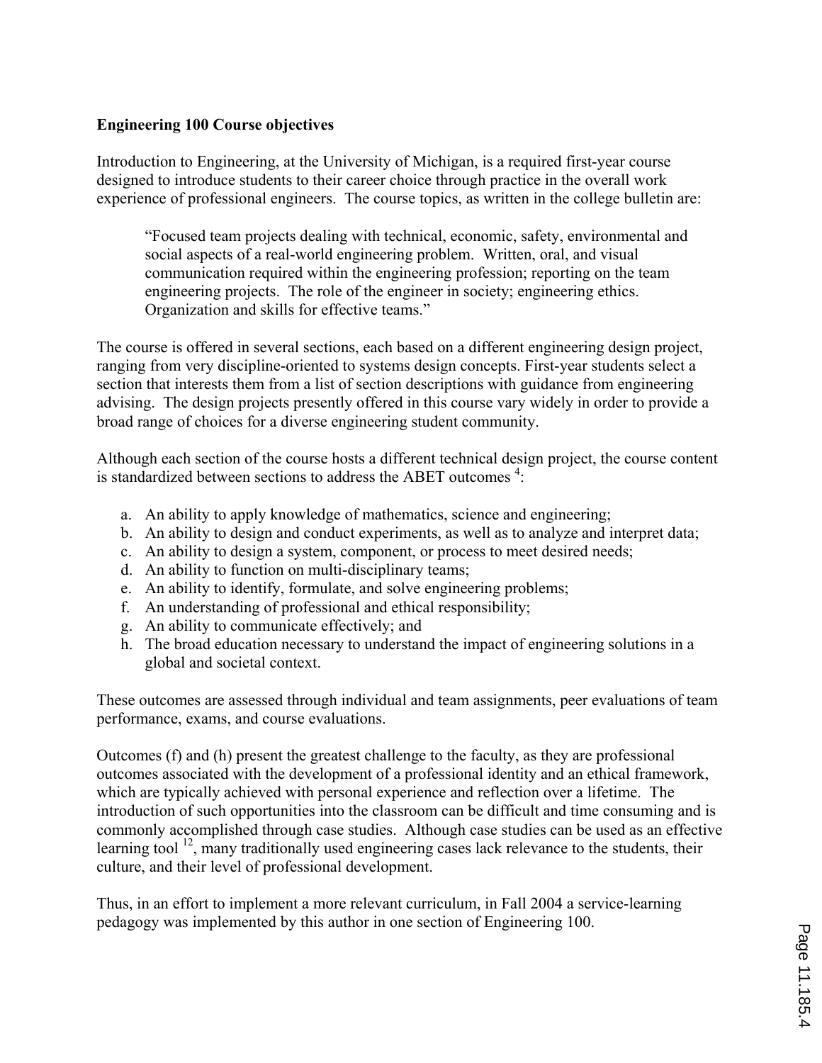**Engineering 100 Course objectives**

Introduction to Engineering, at the University of Michigan, is a required first-year course designed to introduce students to their career choice through practice in the overall work experience of professional engineers. The course topics, as written in the college bulletin are:

> "Focused team projects dealing with technical, economic, safety, environmental and social aspects of a real-world engineering problem. Written, oral, and visual communication required within the engineering profession; reporting on the team engineering projects. The role of the engineer in society; engineering ethics. Organization and skills for effective teams."

The course is offered in several sections, each based on a different engineering design project, ranging from very discipline-oriented to systems design concepts. First-year students select a section that interests them from a list of section descriptions with guidance from engineering advising. The design projects presently offered in this course vary widely in order to provide a broad range of choices for a diverse engineering student community.

Although each section of the course hosts a different technical design project, the course content is standardized between sections to address the ABET outcomes [4]:

a. An ability to apply knowledge of mathematics, science and engineering;
b. An ability to design and conduct experiments, as well as to analyze and interpret data;
c. An ability to design a system, component, or process to meet desired needs;
d. An ability to function on multi-disciplinary teams;
e. An ability to identify, formulate, and solve engineering problems;
f. An understanding of professional and ethical responsibility;
g. An ability to communicate effectively; and
h. The broad education necessary to understand the impact of engineering solutions in a global and societal context.

These outcomes are assessed through individual and team assignments, peer evaluations of team performance, exams, and course evaluations.

Outcomes (f) and (h) present the greatest challenge to the faculty, as they are professional outcomes associated with the development of a professional identity and an ethical framework, which are typically achieved with personal experience and reflection over a lifetime. The introduction of such opportunities into the classroom can be difficult and time consuming and is commonly accomplished through case studies. Although case studies can be used as an effective learning tool [12], many traditionally used engineering cases lack relevance to the students, their culture, and their level of professional development.

Thus, in an effort to implement a more relevant curriculum, in Fall 2004 a service-learning pedagogy was implemented by this author in one section of Engineering 100.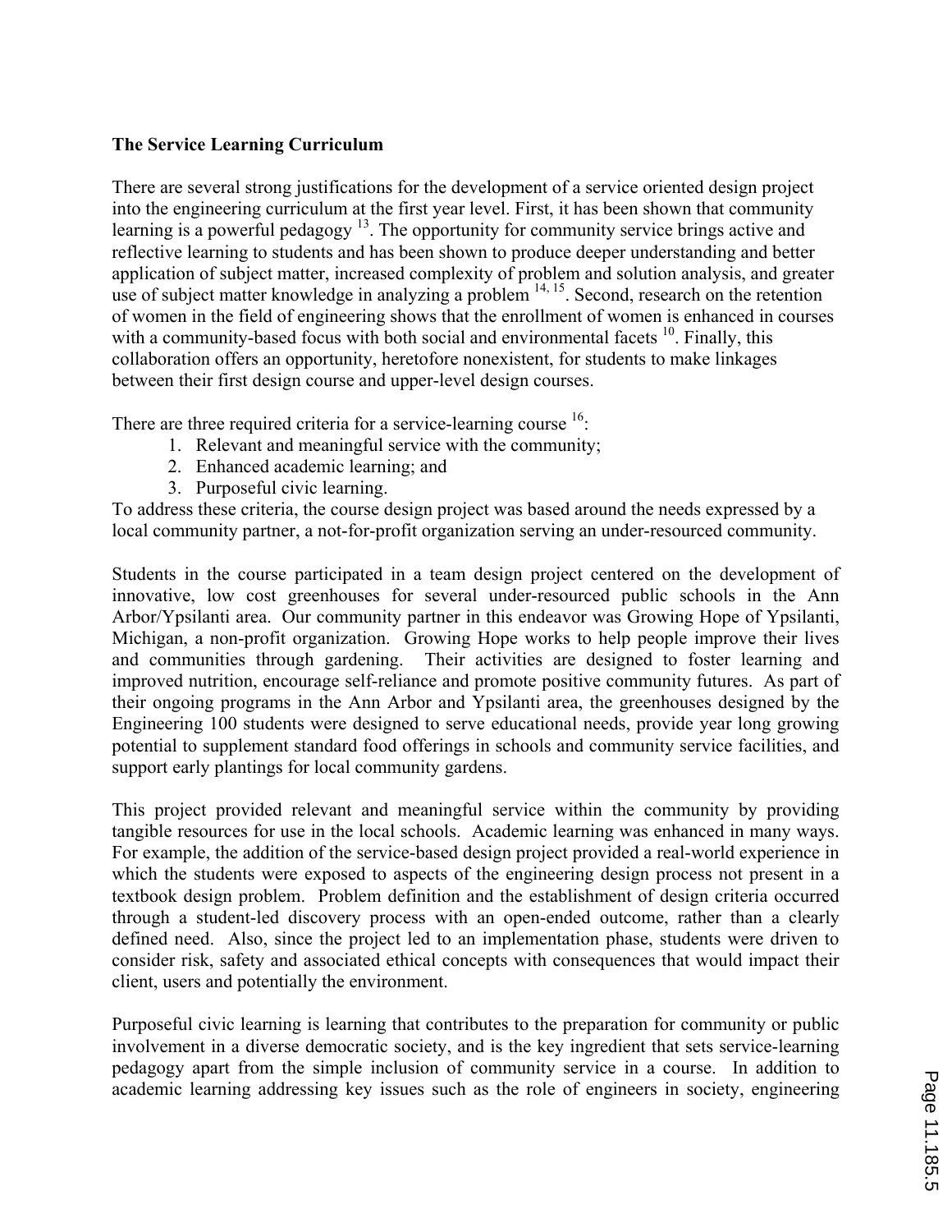**The Service Learning Curriculum**

There are several strong justifications for the development of a service oriented design project into the engineering curriculum at the first year level. First, it has been shown that community learning is a powerful pedagogy [13]. The opportunity for community service brings active and reflective learning to students and has been shown to produce deeper understanding and better application of subject matter, increased complexity of problem and solution analysis, and greater use of subject matter knowledge in analyzing a problem [14, 15]. Second, research on the retention of women in the field of engineering shows that the enrollment of women is enhanced in courses with a community-based focus with both social and environmental facets [10]. Finally, this collaboration offers an opportunity, heretofore nonexistent, for students to make linkages between their first design course and upper-level design courses.

There are three required criteria for a service-learning course [16]:

1. Relevant and meaningful service with the community;
2. Enhanced academic learning; and
3. Purposeful civic learning.

To address these criteria, the course design project was based around the needs expressed by a local community partner, a not-for-profit organization serving an under-resourced community.

Students in the course participated in a team design project centered on the development of innovative, low cost greenhouses for several under-resourced public schools in the Ann Arbor/Ypsilanti area. Our community partner in this endeavor was Growing Hope of Ypsilanti, Michigan, a non-profit organization. Growing Hope works to help people improve their lives and communities through gardening. Their activities are designed to foster learning and improved nutrition, encourage self-reliance and promote positive community futures. As part of their ongoing programs in the Ann Arbor and Ypsilanti area, the greenhouses designed by the Engineering 100 students were designed to serve educational needs, provide year long growing potential to supplement standard food offerings in schools and community service facilities, and support early plantings for local community gardens.

This project provided relevant and meaningful service within the community by providing tangible resources for use in the local schools. Academic learning was enhanced in many ways. For example, the addition of the service-based design project provided a real-world experience in which the students were exposed to aspects of the engineering design process not present in a textbook design problem. Problem definition and the establishment of design criteria occurred through a student-led discovery process with an open-ended outcome, rather than a clearly defined need. Also, since the project led to an implementation phase, students were driven to consider risk, safety and associated ethical concepts with consequences that would impact their client, users and potentially the environment.

Purposeful civic learning is learning that contributes to the preparation for community or public involvement in a diverse democratic society, and is the key ingredient that sets service-learning pedagogy apart from the simple inclusion of community service in a course. In addition to academic learning addressing key issues such as the role of engineers in society, engineering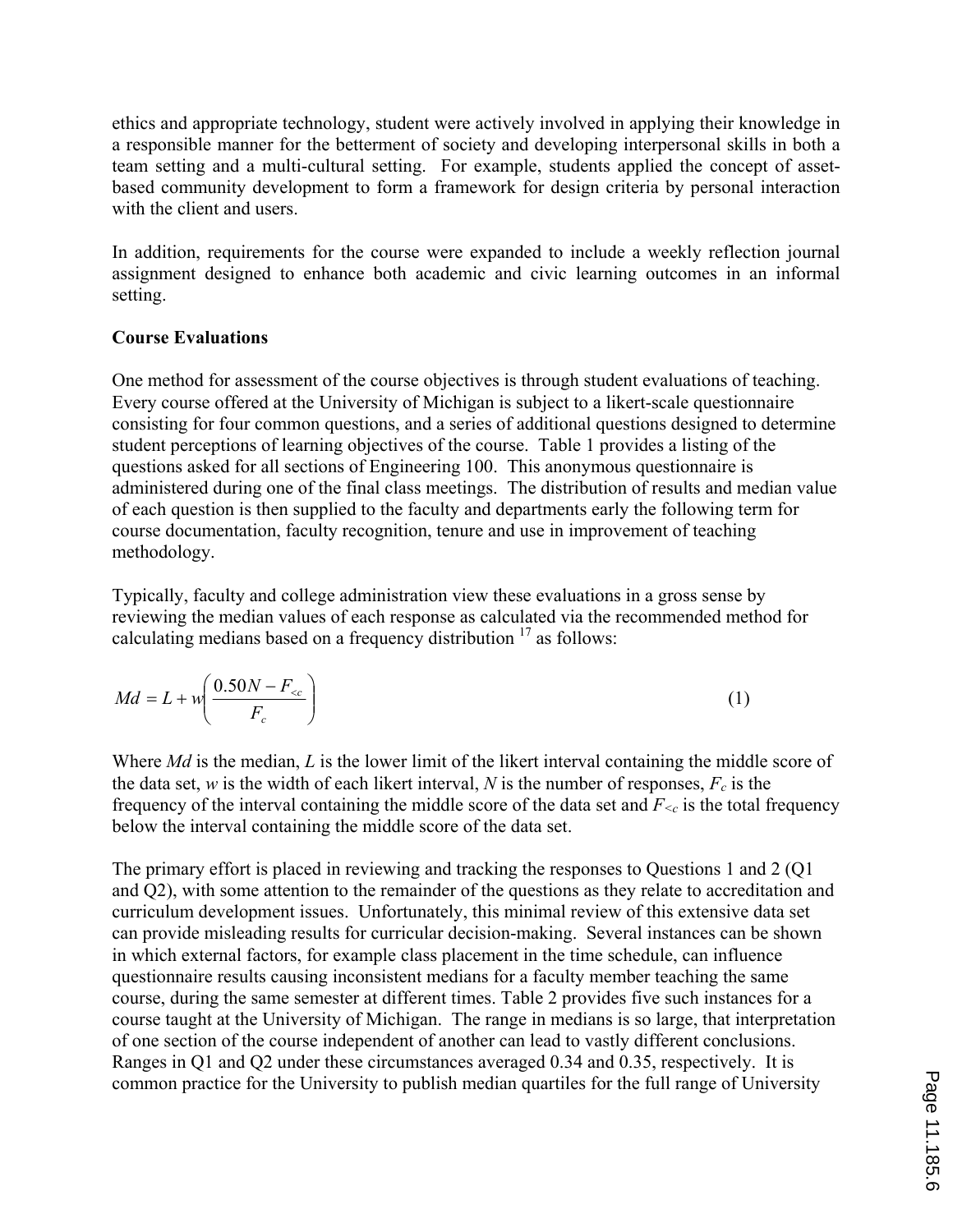ethics and appropriate technology, student were actively involved in applying their knowledge in a responsible manner for the betterment of society and developing interpersonal skills in both a team setting and a multi-cultural setting. For example, students applied the concept of asset-based community development to form a framework for design criteria by personal interaction with the client and users.

In addition, requirements for the course were expanded to include a weekly reflection journal assignment designed to enhance both academic and civic learning outcomes in an informal setting.

**Course Evaluations**

One method for assessment of the course objectives is through student evaluations of teaching. Every course offered at the University of Michigan is subject to a likert-scale questionnaire consisting for four common questions, and a series of additional questions designed to determine student perceptions of learning objectives of the course. Table 1 provides a listing of the questions asked for all sections of Engineering 100. This anonymous questionnaire is administered during one of the final class meetings. The distribution of results and median value of each question is then supplied to the faculty and departments early the following term for course documentation, faculty recognition, tenure and use in improvement of teaching methodology.

Typically, faculty and college administration view these evaluations in a gross sense by reviewing the median values of each response as calculated via the recommended method for calculating medians based on a frequency distribution [17] as follows:

$$Md = L + w\left(\frac{0.50N - F_{<c}}{F_c}\right) \tag{1}$$

Where $Md$ is the median, $L$ is the lower limit of the likert interval containing the middle score of the data set, $w$ is the width of each likert interval, $N$ is the number of responses, $F_c$ is the frequency of the interval containing the middle score of the data set and $F_{<c}$ is the total frequency below the interval containing the middle score of the data set.

The primary effort is placed in reviewing and tracking the responses to Questions 1 and 2 (Q1 and Q2), with some attention to the remainder of the questions as they relate to accreditation and curriculum development issues. Unfortunately, this minimal review of this extensive data set can provide misleading results for curricular decision-making. Several instances can be shown in which external factors, for example class placement in the time schedule, can influence questionnaire results causing inconsistent medians for a faculty member teaching the same course, during the same semester at different times. Table 2 provides five such instances for a course taught at the University of Michigan. The range in medians is so large, that interpretation of one section of the course independent of another can lead to vastly different conclusions. Ranges in Q1 and Q2 under these circumstances averaged 0.34 and 0.35, respectively. It is common practice for the University to publish median quartiles for the full range of University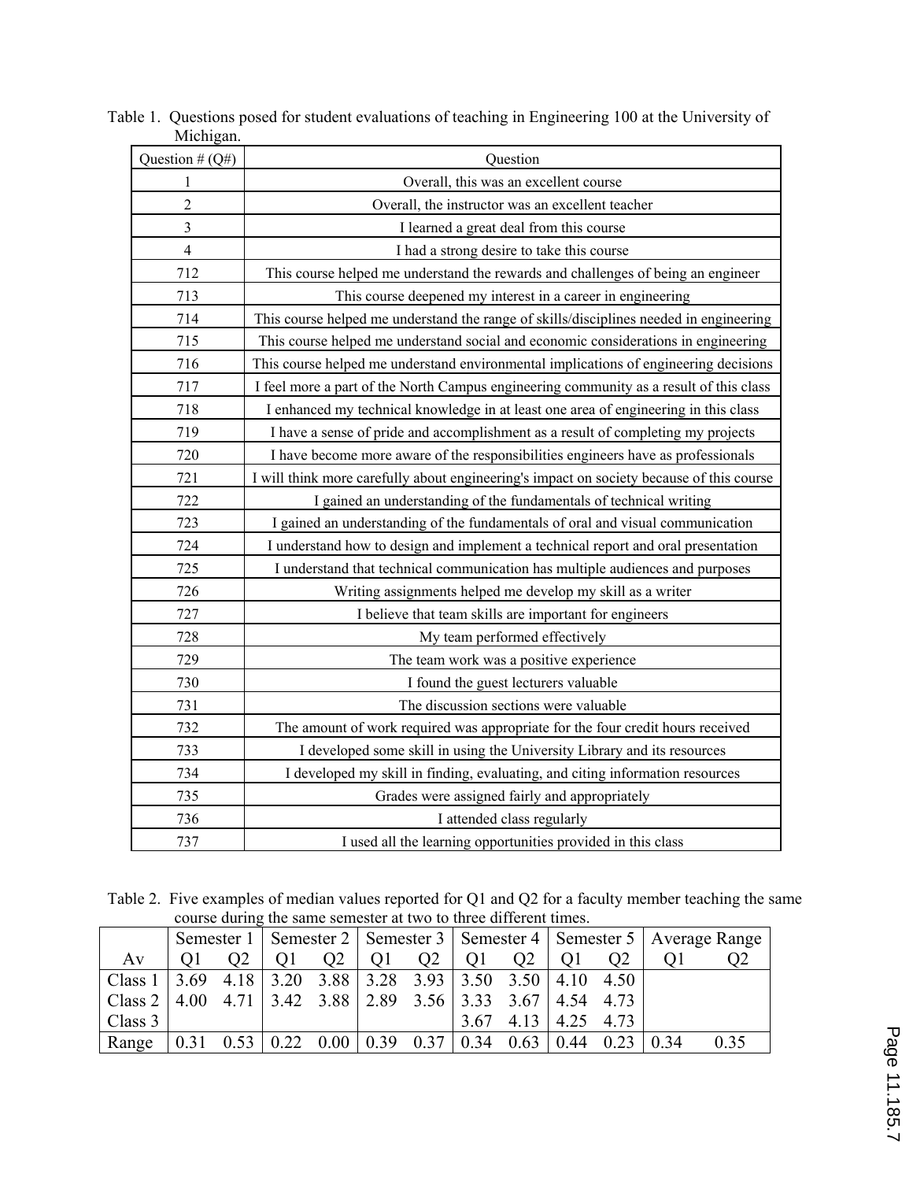Table 1. Questions posed for student evaluations of teaching in Engineering 100 at the University of Michigan.

| Question # (Q#) | Question |
|---|---|
| 1 | Overall, this was an excellent course |
| 2 | Overall, the instructor was an excellent teacher |
| 3 | I learned a great deal from this course |
| 4 | I had a strong desire to take this course |
| 712 | This course helped me understand the rewards and challenges of being an engineer |
| 713 | This course deepened my interest in a career in engineering |
| 714 | This course helped me understand the range of skills/disciplines needed in engineering |
| 715 | This course helped me understand social and economic considerations in engineering |
| 716 | This course helped me understand environmental implications of engineering decisions |
| 717 | I feel more a part of the North Campus engineering community as a result of this class |
| 718 | I enhanced my technical knowledge in at least one area of engineering in this class |
| 719 | I have a sense of pride and accomplishment as a result of completing my projects |
| 720 | I have become more aware of the responsibilities engineers have as professionals |
| 721 | I will think more carefully about engineering's impact on society because of this course |
| 722 | I gained an understanding of the fundamentals of technical writing |
| 723 | I gained an understanding of the fundamentals of oral and visual communication |
| 724 | I understand how to design and implement a technical report and oral presentation |
| 725 | I understand that technical communication has multiple audiences and purposes |
| 726 | Writing assignments helped me develop my skill as a writer |
| 727 | I believe that team skills are important for engineers |
| 728 | My team performed effectively |
| 729 | The team work was a positive experience |
| 730 | I found the guest lecturers valuable |
| 731 | The discussion sections were valuable |
| 732 | The amount of work required was appropriate for the four credit hours received |
| 733 | I developed some skill in using the University Library and its resources |
| 734 | I developed my skill in finding, evaluating, and citing information resources |
| 735 | Grades were assigned fairly and appropriately |
| 736 | I attended class regularly |
| 737 | I used all the learning opportunities provided in this class |

Table 2. Five examples of median values reported for Q1 and Q2 for a faculty member teaching the same course during the same semester at two to three different times.

| | Semester 1 | | Semester 2 | | Semester 3 | | Semester 4 | | Semester 5 | | Average Range | |
|---|---|---|---|---|---|---|---|---|---|---|---|---|
| Av | Q1 | Q2 | Q1 | Q2 | Q1 | Q2 | Q1 | Q2 | Q1 | Q2 | Q1 | Q2 |
| Class 1 | 3.69 | 4.18 | 3.20 | 3.88 | 3.28 | 3.93 | 3.50 | 3.50 | 4.10 | 4.50 | | |
| Class 2 | 4.00 | 4.71 | 3.42 | 3.88 | 2.89 | 3.56 | 3.33 | 3.67 | 4.54 | 4.73 | | |
| Class 3 | | | | | | | 3.67 | 4.13 | 4.25 | 4.73 | | |
| Range | 0.31 | 0.53 | 0.22 | 0.00 | 0.39 | 0.37 | 0.34 | 0.63 | 0.44 | 0.23 | 0.34 | 0.35 |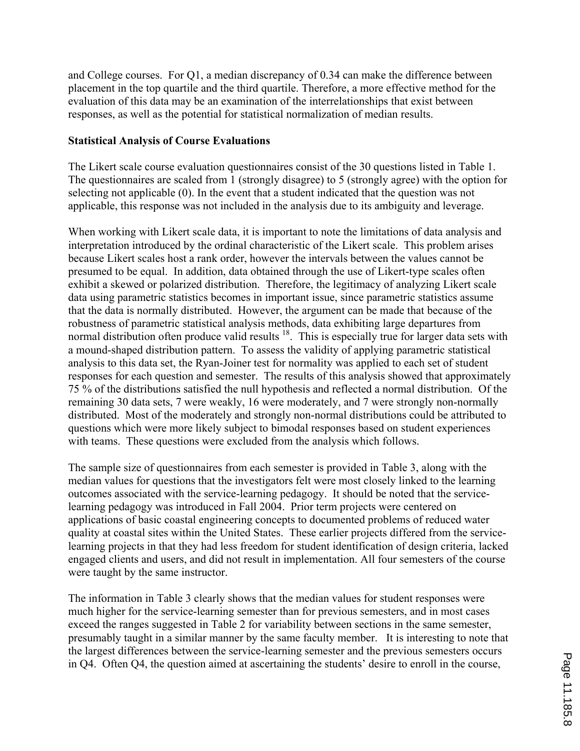and College courses. For Q1, a median discrepancy of 0.34 can make the difference between placement in the top quartile and the third quartile. Therefore, a more effective method for the evaluation of this data may be an examination of the interrelationships that exist between responses, as well as the potential for statistical normalization of median results.

**Statistical Analysis of Course Evaluations**

The Likert scale course evaluation questionnaires consist of the 30 questions listed in Table 1. The questionnaires are scaled from 1 (strongly disagree) to 5 (strongly agree) with the option for selecting not applicable (0). In the event that a student indicated that the question was not applicable, this response was not included in the analysis due to its ambiguity and leverage.

When working with Likert scale data, it is important to note the limitations of data analysis and interpretation introduced by the ordinal characteristic of the Likert scale. This problem arises because Likert scales host a rank order, however the intervals between the values cannot be presumed to be equal. In addition, data obtained through the use of Likert-type scales often exhibit a skewed or polarized distribution. Therefore, the legitimacy of analyzing Likert scale data using parametric statistics becomes in important issue, since parametric statistics assume that the data is normally distributed. However, the argument can be made that because of the robustness of parametric statistical analysis methods, data exhibiting large departures from normal distribution often produce valid results [18]. This is especially true for larger data sets with a mound-shaped distribution pattern. To assess the validity of applying parametric statistical analysis to this data set, the Ryan-Joiner test for normality was applied to each set of student responses for each question and semester. The results of this analysis showed that approximately 75 % of the distributions satisfied the null hypothesis and reflected a normal distribution. Of the remaining 30 data sets, 7 were weakly, 16 were moderately, and 7 were strongly non-normally distributed. Most of the moderately and strongly non-normal distributions could be attributed to questions which were more likely subject to bimodal responses based on student experiences with teams. These questions were excluded from the analysis which follows.

The sample size of questionnaires from each semester is provided in Table 3, along with the median values for questions that the investigators felt were most closely linked to the learning outcomes associated with the service-learning pedagogy. It should be noted that the service-learning pedagogy was introduced in Fall 2004. Prior term projects were centered on applications of basic coastal engineering concepts to documented problems of reduced water quality at coastal sites within the United States. These earlier projects differed from the service-learning projects in that they had less freedom for student identification of design criteria, lacked engaged clients and users, and did not result in implementation. All four semesters of the course were taught by the same instructor.

The information in Table 3 clearly shows that the median values for student responses were much higher for the service-learning semester than for previous semesters, and in most cases exceed the ranges suggested in Table 2 for variability between sections in the same semester, presumably taught in a similar manner by the same faculty member. It is interesting to note that the largest differences between the service-learning semester and the previous semesters occurs in Q4. Often Q4, the question aimed at ascertaining the students' desire to enroll in the course,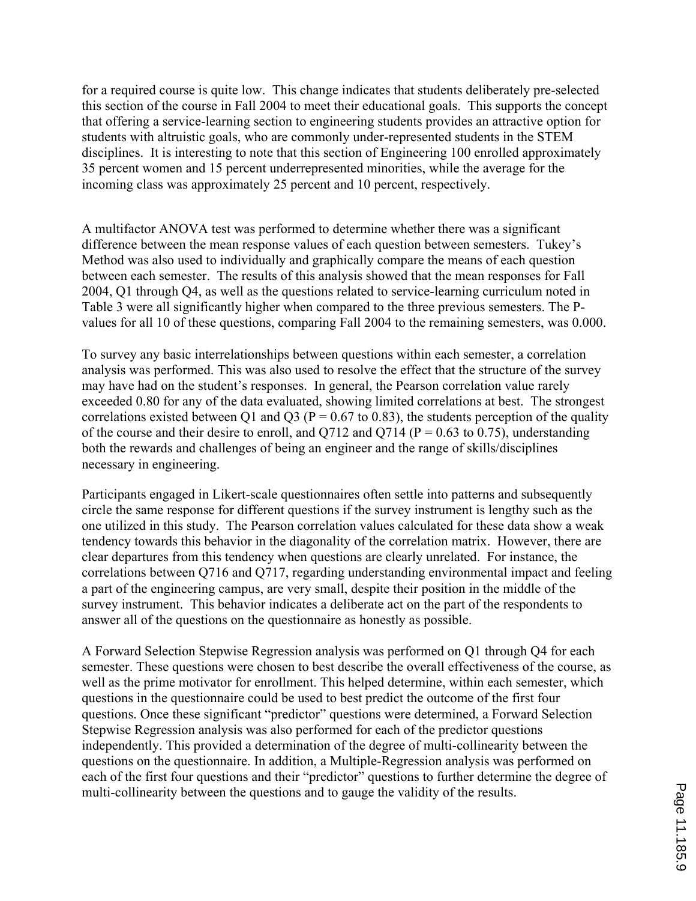for a required course is quite low. This change indicates that students deliberately pre-selected this section of the course in Fall 2004 to meet their educational goals. This supports the concept that offering a service-learning section to engineering students provides an attractive option for students with altruistic goals, who are commonly under-represented students in the STEM disciplines. It is interesting to note that this section of Engineering 100 enrolled approximately 35 percent women and 15 percent underrepresented minorities, while the average for the incoming class was approximately 25 percent and 10 percent, respectively.

A multifactor ANOVA test was performed to determine whether there was a significant difference between the mean response values of each question between semesters. Tukey's Method was also used to individually and graphically compare the means of each question between each semester. The results of this analysis showed that the mean responses for Fall 2004, Q1 through Q4, as well as the questions related to service-learning curriculum noted in Table 3 were all significantly higher when compared to the three previous semesters. The P-values for all 10 of these questions, comparing Fall 2004 to the remaining semesters, was 0.000.

To survey any basic interrelationships between questions within each semester, a correlation analysis was performed. This was also used to resolve the effect that the structure of the survey may have had on the student's responses. In general, the Pearson correlation value rarely exceeded 0.80 for any of the data evaluated, showing limited correlations at best. The strongest correlations existed between Q1 and Q3 ($P = 0.67$ to $0.83$), the students perception of the quality of the course and their desire to enroll, and Q712 and Q714 ($P = 0.63$ to $0.75$), understanding both the rewards and challenges of being an engineer and the range of skills/disciplines necessary in engineering.

Participants engaged in Likert-scale questionnaires often settle into patterns and subsequently circle the same response for different questions if the survey instrument is lengthy such as the one utilized in this study. The Pearson correlation values calculated for these data show a weak tendency towards this behavior in the diagonality of the correlation matrix. However, there are clear departures from this tendency when questions are clearly unrelated. For instance, the correlations between Q716 and Q717, regarding understanding environmental impact and feeling a part of the engineering campus, are very small, despite their position in the middle of the survey instrument. This behavior indicates a deliberate act on the part of the respondents to answer all of the questions on the questionnaire as honestly as possible.

A Forward Selection Stepwise Regression analysis was performed on Q1 through Q4 for each semester. These questions were chosen to best describe the overall effectiveness of the course, as well as the prime motivator for enrollment. This helped determine, within each semester, which questions in the questionnaire could be used to best predict the outcome of the first four questions. Once these significant "predictor" questions were determined, a Forward Selection Stepwise Regression analysis was also performed for each of the predictor questions independently. This provided a determination of the degree of multi-collinearity between the questions on the questionnaire. In addition, a Multiple-Regression analysis was performed on each of the first four questions and their "predictor" questions to further determine the degree of multi-collinearity between the questions and to gauge the validity of the results.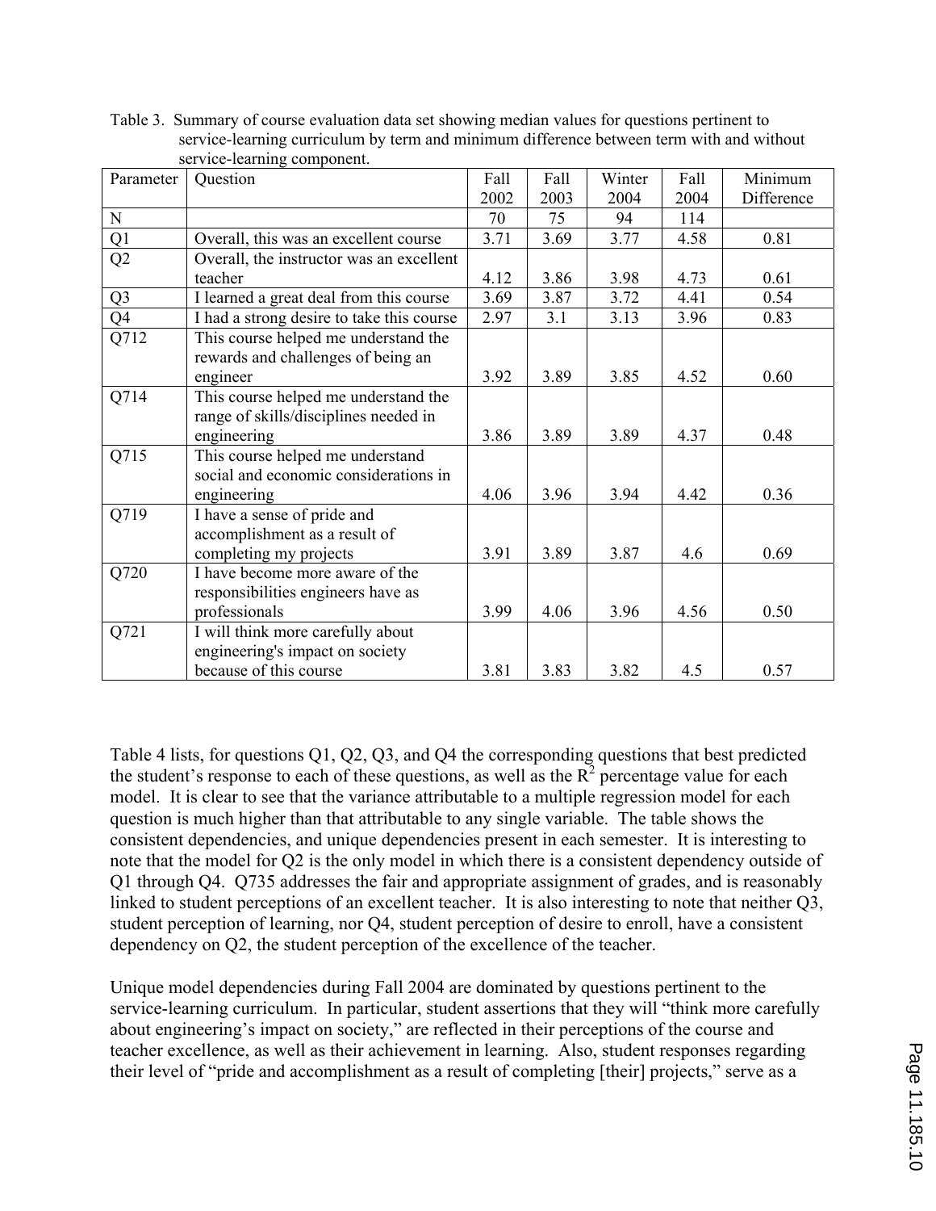Table 3. Summary of course evaluation data set showing median values for questions pertinent to service-learning curriculum by term and minimum difference between term with and without service-learning component.

| Parameter | Question | Fall 2002 | Fall 2003 | Winter 2004 | Fall 2004 | Minimum Difference |
|---|---|---|---|---|---|---|
| N | | 70 | 75 | 94 | 114 | |
| Q1 | Overall, this was an excellent course | 3.71 | 3.69 | 3.77 | 4.58 | 0.81 |
| Q2 | Overall, the instructor was an excellent teacher | 4.12 | 3.86 | 3.98 | 4.73 | 0.61 |
| Q3 | I learned a great deal from this course | 3.69 | 3.87 | 3.72 | 4.41 | 0.54 |
| Q4 | I had a strong desire to take this course | 2.97 | 3.1 | 3.13 | 3.96 | 0.83 |
| Q712 | This course helped me understand the rewards and challenges of being an engineer | 3.92 | 3.89 | 3.85 | 4.52 | 0.60 |
| Q714 | This course helped me understand the range of skills/disciplines needed in engineering | 3.86 | 3.89 | 3.89 | 4.37 | 0.48 |
| Q715 | This course helped me understand social and economic considerations in engineering | 4.06 | 3.96 | 3.94 | 4.42 | 0.36 |
| Q719 | I have a sense of pride and accomplishment as a result of completing my projects | 3.91 | 3.89 | 3.87 | 4.6 | 0.69 |
| Q720 | I have become more aware of the responsibilities engineers have as professionals | 3.99 | 4.06 | 3.96 | 4.56 | 0.50 |
| Q721 | I will think more carefully about engineering's impact on society because of this course | 3.81 | 3.83 | 3.82 | 4.5 | 0.57 |

Table 4 lists, for questions Q1, Q2, Q3, and Q4 the corresponding questions that best predicted the student's response to each of these questions, as well as the $R^2$ percentage value for each model. It is clear to see that the variance attributable to a multiple regression model for each question is much higher than that attributable to any single variable. The table shows the consistent dependencies, and unique dependencies present in each semester. It is interesting to note that the model for Q2 is the only model in which there is a consistent dependency outside of Q1 through Q4. Q735 addresses the fair and appropriate assignment of grades, and is reasonably linked to student perceptions of an excellent teacher. It is also interesting to note that neither Q3, student perception of learning, nor Q4, student perception of desire to enroll, have a consistent dependency on Q2, the student perception of the excellence of the teacher.

Unique model dependencies during Fall 2004 are dominated by questions pertinent to the service-learning curriculum. In particular, student assertions that they will "think more carefully about engineering's impact on society," are reflected in their perceptions of the course and teacher excellence, as well as their achievement in learning. Also, student responses regarding their level of "pride and accomplishment as a result of completing [their] projects," serve as a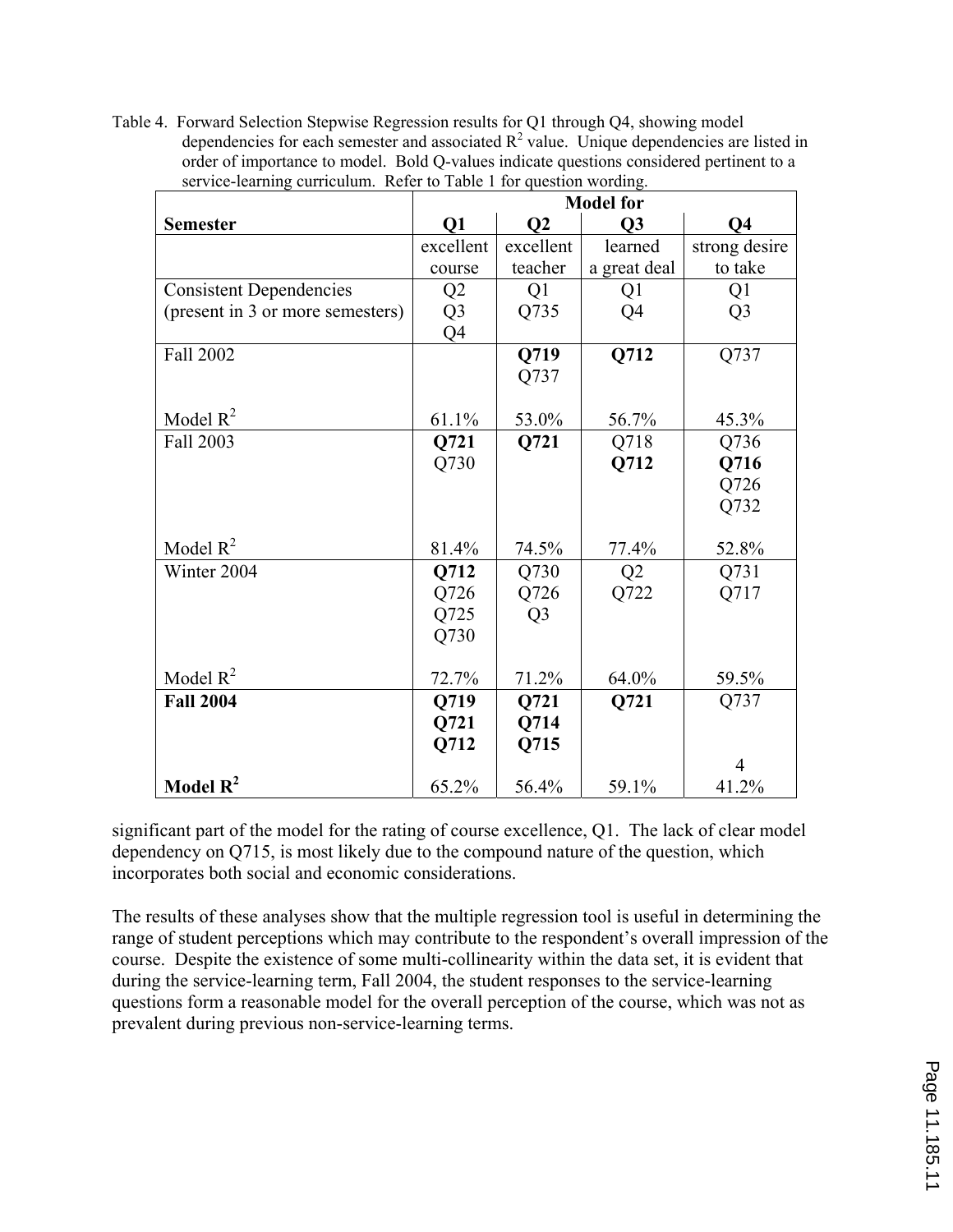Table 4. Forward Selection Stepwise Regression results for Q1 through Q4, showing model dependencies for each semester and associated $R^2$ value. Unique dependencies are listed in order of importance to model. Bold Q-values indicate questions considered pertinent to a service-learning curriculum. Refer to Table 1 for question wording.

| Semester | Model for | | | |
|---|---|---|---|---|
| | **Q1** | **Q2** | **Q3** | **Q4** |
| | excellent course | excellent teacher | learned a great deal | strong desire to take |
| Consistent Dependencies (present in 3 or more semesters) | Q2<br>Q3<br>Q4 | Q1<br>Q735 | Q1<br>Q4 | Q1<br>Q3 |
| Fall 2002 | | **Q719**<br>Q737 | **Q712** | Q737 |
| Model $R^2$ | 61.1% | 53.0% | 56.7% | 45.3% |
| Fall 2003 | **Q721**<br>Q730 | **Q721** | Q718<br>**Q712** | Q736<br>**Q716**<br>Q726<br>Q732 |
| Model $R^2$ | 81.4% | 74.5% | 77.4% | 52.8% |
| Winter 2004 | **Q712**<br>Q726<br>Q725<br>Q730 | Q730<br>Q726<br>Q3 | Q2<br>Q722 | Q731<br>Q717 |
| Model $R^2$ | 72.7% | 71.2% | 64.0% | 59.5% |
| **Fall 2004** | **Q719**<br>**Q721**<br>**Q712** | **Q721**<br>**Q714**<br>**Q715** | **Q721** | Q737<br><br>4 |
| **Model $R^2$** | 65.2% | 56.4% | 59.1% | 41.2% |

significant part of the model for the rating of course excellence, Q1. The lack of clear model dependency on Q715, is most likely due to the compound nature of the question, which incorporates both social and economic considerations.

The results of these analyses show that the multiple regression tool is useful in determining the range of student perceptions which may contribute to the respondent's overall impression of the course. Despite the existence of some multi-collinearity within the data set, it is evident that during the service-learning term, Fall 2004, the student responses to the service-learning questions form a reasonable model for the overall perception of the course, which was not as prevalent during previous non-service-learning terms.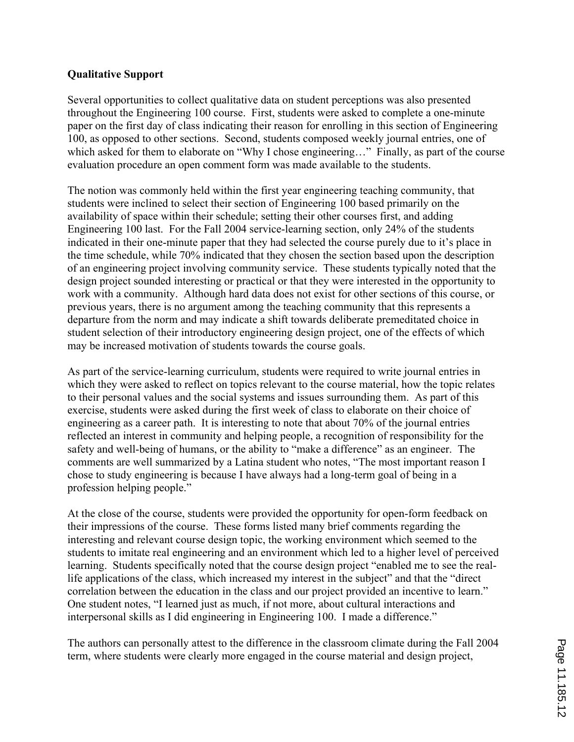**Qualitative Support**

Several opportunities to collect qualitative data on student perceptions was also presented throughout the Engineering 100 course. First, students were asked to complete a one-minute paper on the first day of class indicating their reason for enrolling in this section of Engineering 100, as opposed to other sections. Second, students composed weekly journal entries, one of which asked for them to elaborate on "Why I chose engineering…" Finally, as part of the course evaluation procedure an open comment form was made available to the students.

The notion was commonly held within the first year engineering teaching community, that students were inclined to select their section of Engineering 100 based primarily on the availability of space within their schedule; setting their other courses first, and adding Engineering 100 last. For the Fall 2004 service-learning section, only 24% of the students indicated in their one-minute paper that they had selected the course purely due to it's place in the time schedule, while 70% indicated that they chosen the section based upon the description of an engineering project involving community service. These students typically noted that the design project sounded interesting or practical or that they were interested in the opportunity to work with a community. Although hard data does not exist for other sections of this course, or previous years, there is no argument among the teaching community that this represents a departure from the norm and may indicate a shift towards deliberate premeditated choice in student selection of their introductory engineering design project, one of the effects of which may be increased motivation of students towards the course goals.

As part of the service-learning curriculum, students were required to write journal entries in which they were asked to reflect on topics relevant to the course material, how the topic relates to their personal values and the social systems and issues surrounding them. As part of this exercise, students were asked during the first week of class to elaborate on their choice of engineering as a career path. It is interesting to note that about 70% of the journal entries reflected an interest in community and helping people, a recognition of responsibility for the safety and well-being of humans, or the ability to "make a difference" as an engineer. The comments are well summarized by a Latina student who notes, "The most important reason I chose to study engineering is because I have always had a long-term goal of being in a profession helping people."

At the close of the course, students were provided the opportunity for open-form feedback on their impressions of the course. These forms listed many brief comments regarding the interesting and relevant course design topic, the working environment which seemed to the students to imitate real engineering and an environment which led to a higher level of perceived learning. Students specifically noted that the course design project "enabled me to see the real-life applications of the class, which increased my interest in the subject" and that the "direct correlation between the education in the class and our project provided an incentive to learn." One student notes, "I learned just as much, if not more, about cultural interactions and interpersonal skills as I did engineering in Engineering 100. I made a difference."

The authors can personally attest to the difference in the classroom climate during the Fall 2004 term, where students were clearly more engaged in the course material and design project,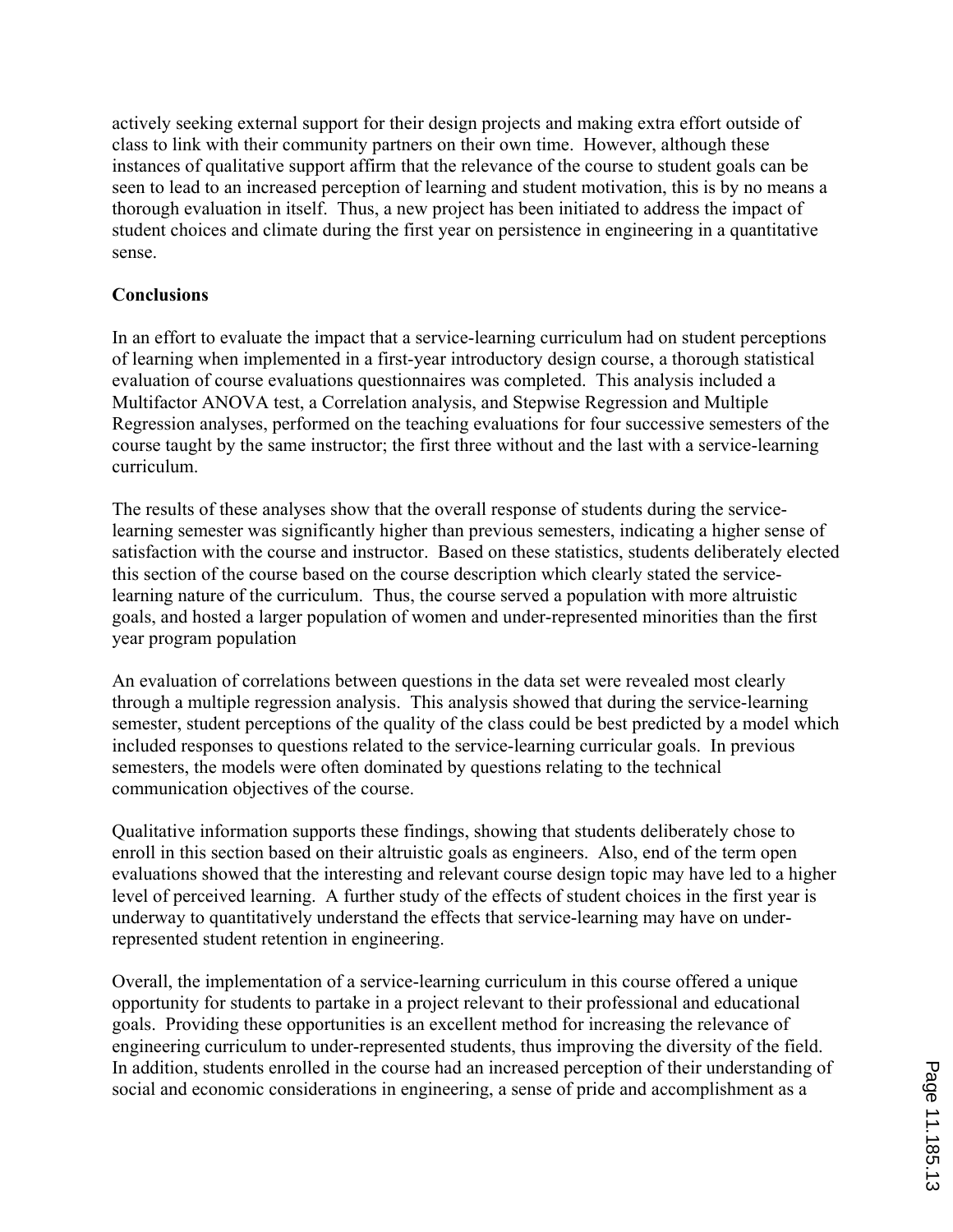actively seeking external support for their design projects and making extra effort outside of class to link with their community partners on their own time. However, although these instances of qualitative support affirm that the relevance of the course to student goals can be seen to lead to an increased perception of learning and student motivation, this is by no means a thorough evaluation in itself. Thus, a new project has been initiated to address the impact of student choices and climate during the first year on persistence in engineering in a quantitative sense.

**Conclusions**

In an effort to evaluate the impact that a service-learning curriculum had on student perceptions of learning when implemented in a first-year introductory design course, a thorough statistical evaluation of course evaluations questionnaires was completed. This analysis included a Multifactor ANOVA test, a Correlation analysis, and Stepwise Regression and Multiple Regression analyses, performed on the teaching evaluations for four successive semesters of the course taught by the same instructor; the first three without and the last with a service-learning curriculum.

The results of these analyses show that the overall response of students during the service-learning semester was significantly higher than previous semesters, indicating a higher sense of satisfaction with the course and instructor. Based on these statistics, students deliberately elected this section of the course based on the course description which clearly stated the service-learning nature of the curriculum. Thus, the course served a population with more altruistic goals, and hosted a larger population of women and under-represented minorities than the first year program population

An evaluation of correlations between questions in the data set were revealed most clearly through a multiple regression analysis. This analysis showed that during the service-learning semester, student perceptions of the quality of the class could be best predicted by a model which included responses to questions related to the service-learning curricular goals. In previous semesters, the models were often dominated by questions relating to the technical communication objectives of the course.

Qualitative information supports these findings, showing that students deliberately chose to enroll in this section based on their altruistic goals as engineers. Also, end of the term open evaluations showed that the interesting and relevant course design topic may have led to a higher level of perceived learning. A further study of the effects of student choices in the first year is underway to quantitatively understand the effects that service-learning may have on under-represented student retention in engineering.

Overall, the implementation of a service-learning curriculum in this course offered a unique opportunity for students to partake in a project relevant to their professional and educational goals. Providing these opportunities is an excellent method for increasing the relevance of engineering curriculum to under-represented students, thus improving the diversity of the field. In addition, students enrolled in the course had an increased perception of their understanding of social and economic considerations in engineering, a sense of pride and accomplishment as a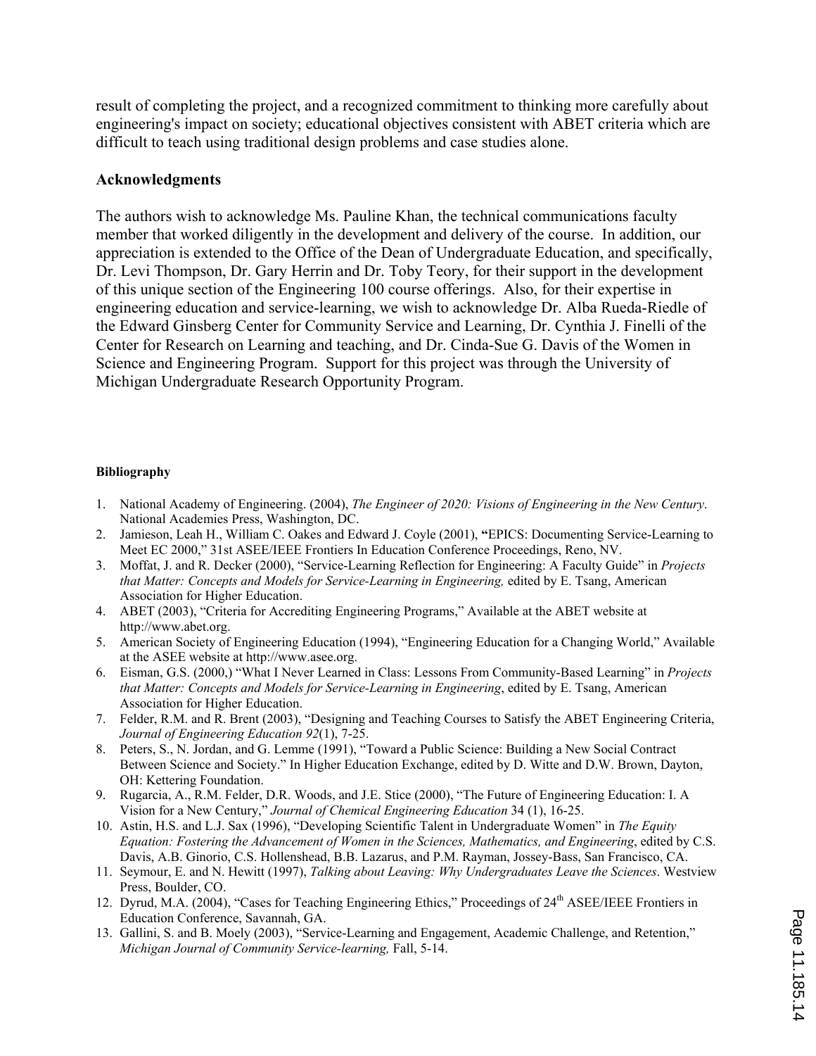result of completing the project, and a recognized commitment to thinking more carefully about engineering's impact on society; educational objectives consistent with ABET criteria which are difficult to teach using traditional design problems and case studies alone.

## Acknowledgments

The authors wish to acknowledge Ms. Pauline Khan, the technical communications faculty member that worked diligently in the development and delivery of the course. In addition, our appreciation is extended to the Office of the Dean of Undergraduate Education, and specifically, Dr. Levi Thompson, Dr. Gary Herrin and Dr. Toby Teory, for their support in the development of this unique section of the Engineering 100 course offerings. Also, for their expertise in engineering education and service-learning, we wish to acknowledge Dr. Alba Rueda-Riedle of the Edward Ginsberg Center for Community Service and Learning, Dr. Cynthia J. Finelli of the Center for Research on Learning and teaching, and Dr. Cinda-Sue G. Davis of the Women in Science and Engineering Program. Support for this project was through the University of Michigan Undergraduate Research Opportunity Program.

#### Bibliography

1. National Academy of Engineering. (2004), *The Engineer of 2020: Visions of Engineering in the New Century*. National Academies Press, Washington, DC.
2. Jamieson, Leah H., William C. Oakes and Edward J. Coyle (2001), **"**EPICS: Documenting Service-Learning to Meet EC 2000," 31st ASEE/IEEE Frontiers In Education Conference Proceedings, Reno, NV.
3. Moffat, J. and R. Decker (2000), "Service-Learning Reflection for Engineering: A Faculty Guide" in *Projects that Matter: Concepts and Models for Service-Learning in Engineering,* edited by E. Tsang, American Association for Higher Education.
4. ABET (2003), "Criteria for Accrediting Engineering Programs," Available at the ABET website at http://www.abet.org.
5. American Society of Engineering Education (1994), "Engineering Education for a Changing World," Available at the ASEE website at http://www.asee.org.
6. Eisman, G.S. (2000,) "What I Never Learned in Class: Lessons From Community-Based Learning" in *Projects that Matter: Concepts and Models for Service-Learning in Engineering*, edited by E. Tsang, American Association for Higher Education.
7. Felder, R.M. and R. Brent (2003), "Designing and Teaching Courses to Satisfy the ABET Engineering Criteria, *Journal of Engineering Education 92*(1), 7-25.
8. Peters, S., N. Jordan, and G. Lemme (1991), "Toward a Public Science: Building a New Social Contract Between Science and Society." In Higher Education Exchange, edited by D. Witte and D.W. Brown, Dayton, OH: Kettering Foundation.
9. Rugarcia, A., R.M. Felder, D.R. Woods, and J.E. Stice (2000), "The Future of Engineering Education: I. A Vision for a New Century," *Journal of Chemical Engineering Education* 34 (1), 16-25.
10. Astin, H.S. and L.J. Sax (1996), "Developing Scientific Talent in Undergraduate Women" in *The Equity Equation: Fostering the Advancement of Women in the Sciences, Mathematics, and Engineering*, edited by C.S. Davis, A.B. Ginorio, C.S. Hollenshead, B.B. Lazarus, and P.M. Rayman, Jossey-Bass, San Francisco, CA.
11. Seymour, E. and N. Hewitt (1997), *Talking about Leaving: Why Undergraduates Leave the Sciences*. Westview Press, Boulder, CO.
12. Dyrud, M.A. (2004), "Cases for Teaching Engineering Ethics," Proceedings of 24th ASEE/IEEE Frontiers in Education Conference, Savannah, GA.
13. Gallini, S. and B. Moely (2003), "Service-Learning and Engagement, Academic Challenge, and Retention," *Michigan Journal of Community Service-learning,* Fall, 5-14.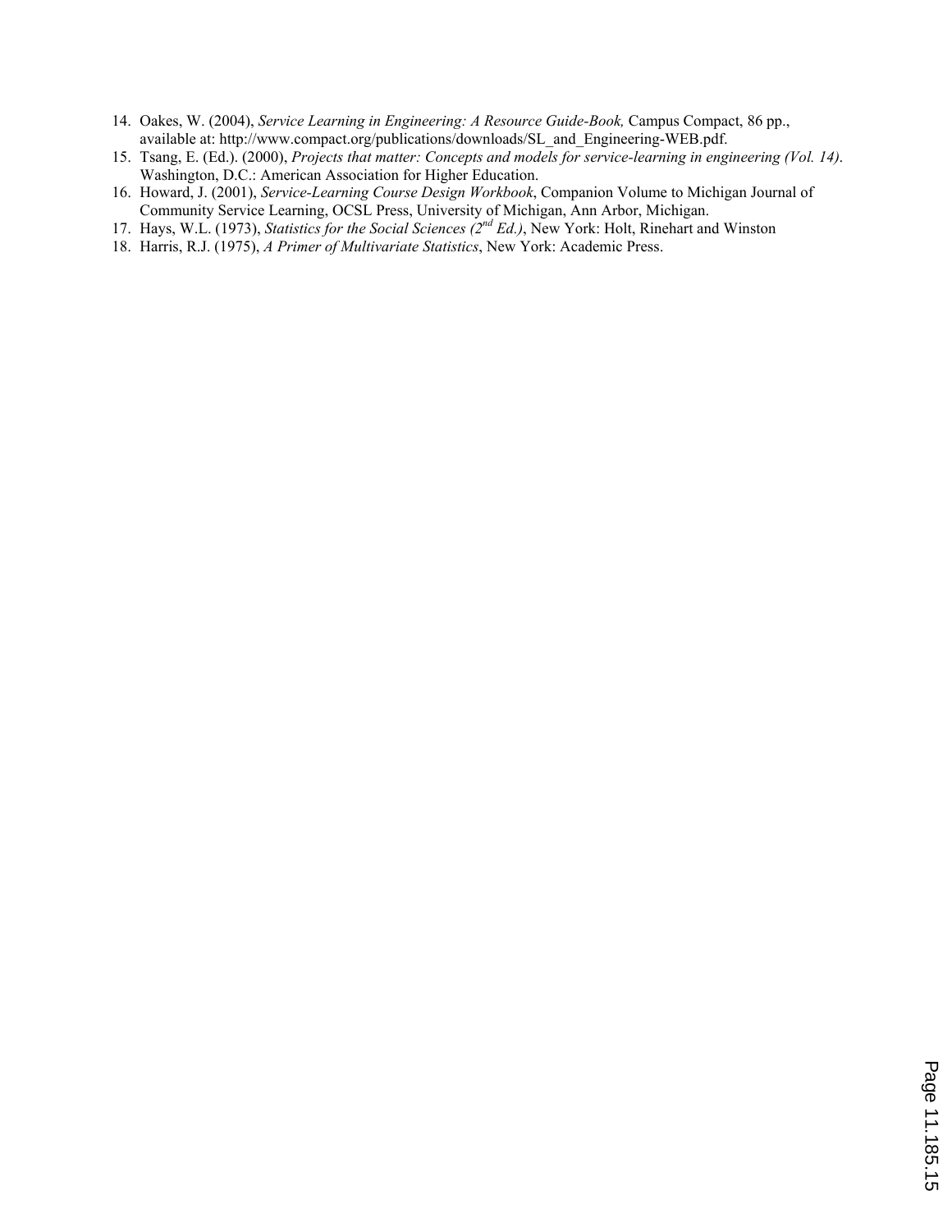14. Oakes, W. (2004), *Service Learning in Engineering: A Resource Guide-Book,* Campus Compact, 86 pp., available at: http://www.compact.org/publications/downloads/SL_and_Engineering-WEB.pdf.
15. Tsang, E. (Ed.). (2000), *Projects that matter: Concepts and models for service-learning in engineering (Vol. 14)*. Washington, D.C.: American Association for Higher Education.
16. Howard, J. (2001), *Service-Learning Course Design Workbook*, Companion Volume to Michigan Journal of Community Service Learning, OCSL Press, University of Michigan, Ann Arbor, Michigan.
17. Hays, W.L. (1973), *Statistics for the Social Sciences (2nd Ed.)*, New York: Holt, Rinehart and Winston
18. Harris, R.J. (1975), *A Primer of Multivariate Statistics*, New York: Academic Press.